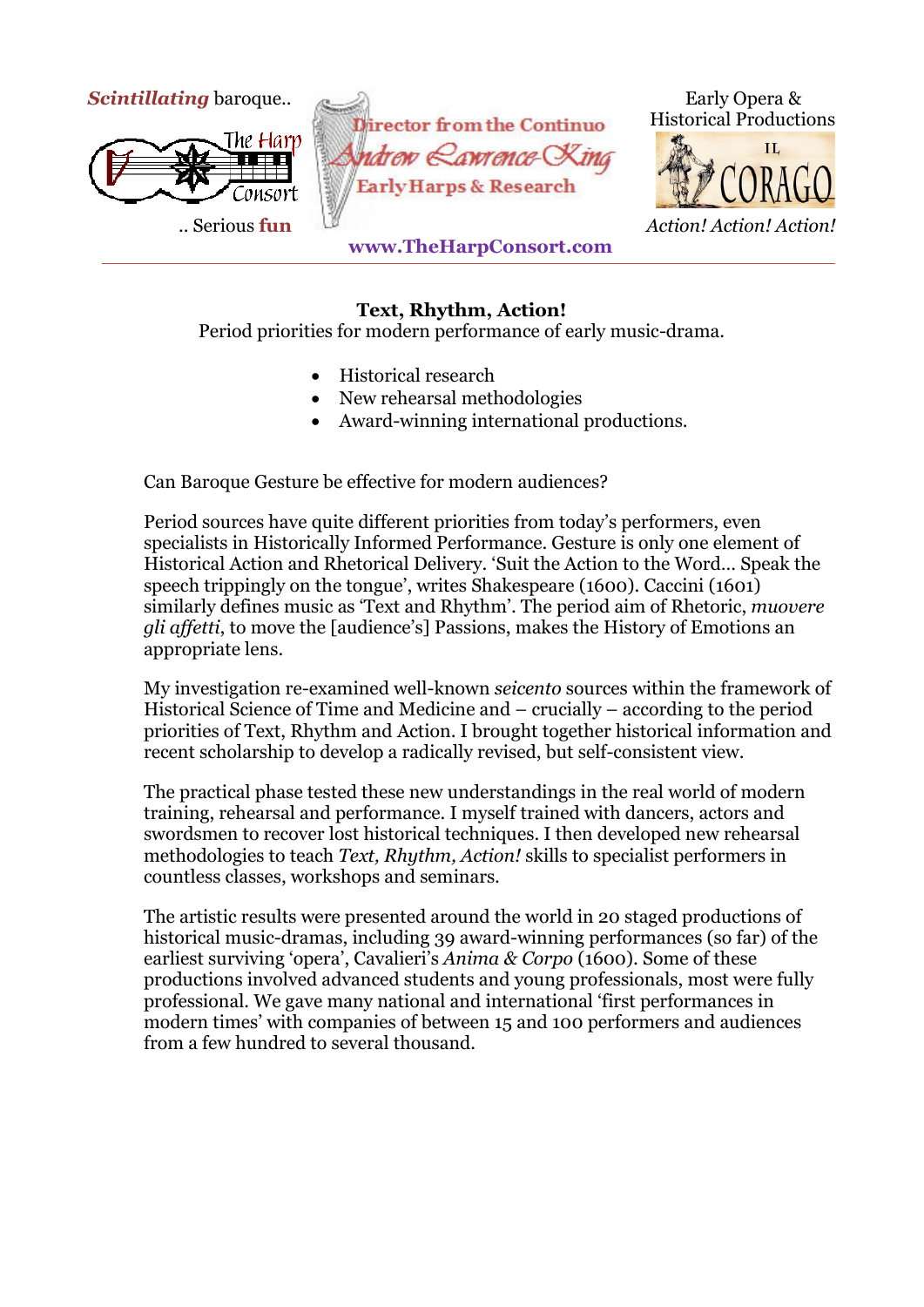*Scintillating* baroque..

.. Serious **fun**

Director from the Continuo

Andrew Lawrence-King

Early Harps & Research

www.TheHarpConsort.com

Early Opera & Historical Productions

*Action! Action! Action!*

**Text, Rhythm, Action!**

Period priorities for modern performance of early music-drama.

- Historical research
- New rehearsal methodologies
- Award-winning international productions.

Can Baroque Gesture be effective for modern audiences?

Period sources have quite different priorities from today's performers, even specialists in Historically Informed Performance. Gesture is only one element of Historical Action and Rhetorical Delivery. 'Suit the Action to the Word... Speak the speech trippingly on the tongue', writes Shakespeare (1600). Caccini (1601) similarly defines music as 'Text and Rhythm'. The period aim of Rhetoric, *muovere gli affetti*, to move the [audience's] Passions, makes the History of Emotions an appropriate lens.

My investigation re-examined well-known *seicento* sources within the framework of Historical Science of Time and Medicine and – crucially – according to the period priorities of Text, Rhythm and Action. I brought together historical information and recent scholarship to develop a radically revised, but self-consistent view.

The practical phase tested these new understandings in the real world of modern training, rehearsal and performance. I myself trained with dancers, actors and swordsmen to recover lost historical techniques. I then developed new rehearsal methodologies to teach *Text, Rhythm, Action!* skills to specialist performers in countless classes, workshops and seminars.

The artistic results were presented around the world in 20 staged productions of historical music-dramas, including 39 award-winning performances (so far) of the earliest surviving 'opera', Cavalieri's *Anima & Corpo* (1600). Some of these productions involved advanced students and young professionals, most were fully professional. We gave many national and international 'first performances in modern times' with companies of between 15 and 100 performers and audiences from a few hundred to several thousand.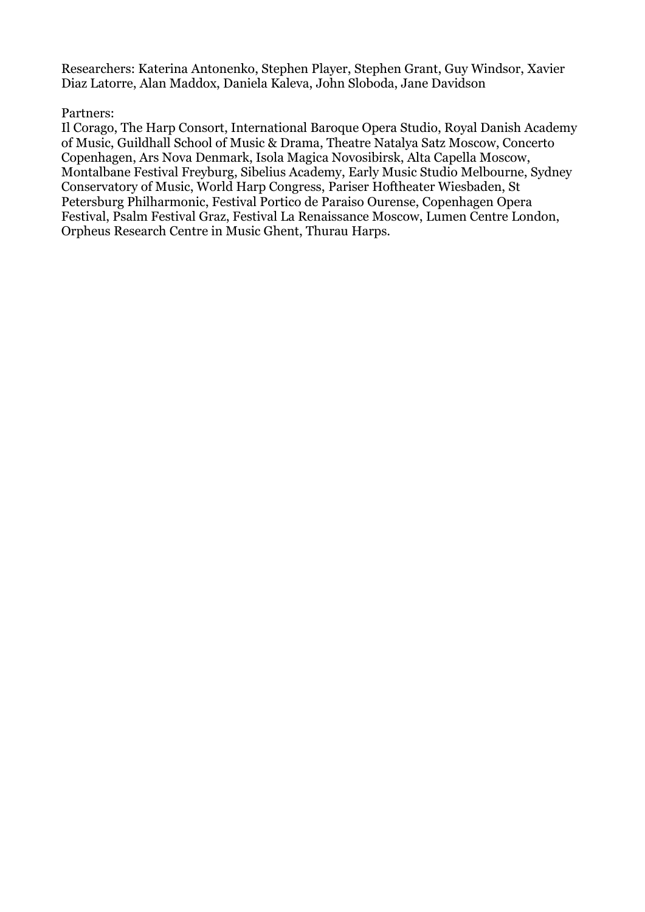Researchers: Katerina Antonenko, Stephen Player, Stephen Grant, Guy Windsor, Xavier Diaz Latorre, Alan Maddox, Daniela Kaleva, John Sloboda, Jane Davidson

Partners:
Il Corago, The Harp Consort, International Baroque Opera Studio, Royal Danish Academy of Music, Guildhall School of Music & Drama, Theatre Natalya Satz Moscow, Concerto Copenhagen, Ars Nova Denmark, Isola Magica Novosibirsk, Alta Capella Moscow, Montalbane Festival Freyburg, Sibelius Academy, Early Music Studio Melbourne, Sydney Conservatory of Music, World Harp Congress, Pariser Hoftheater Wiesbaden, St Petersburg Philharmonic, Festival Portico de Paraiso Ourense, Copenhagen Opera Festival, Psalm Festival Graz, Festival La Renaissance Moscow, Lumen Centre London, Orpheus Research Centre in Music Ghent, Thurau Harps.